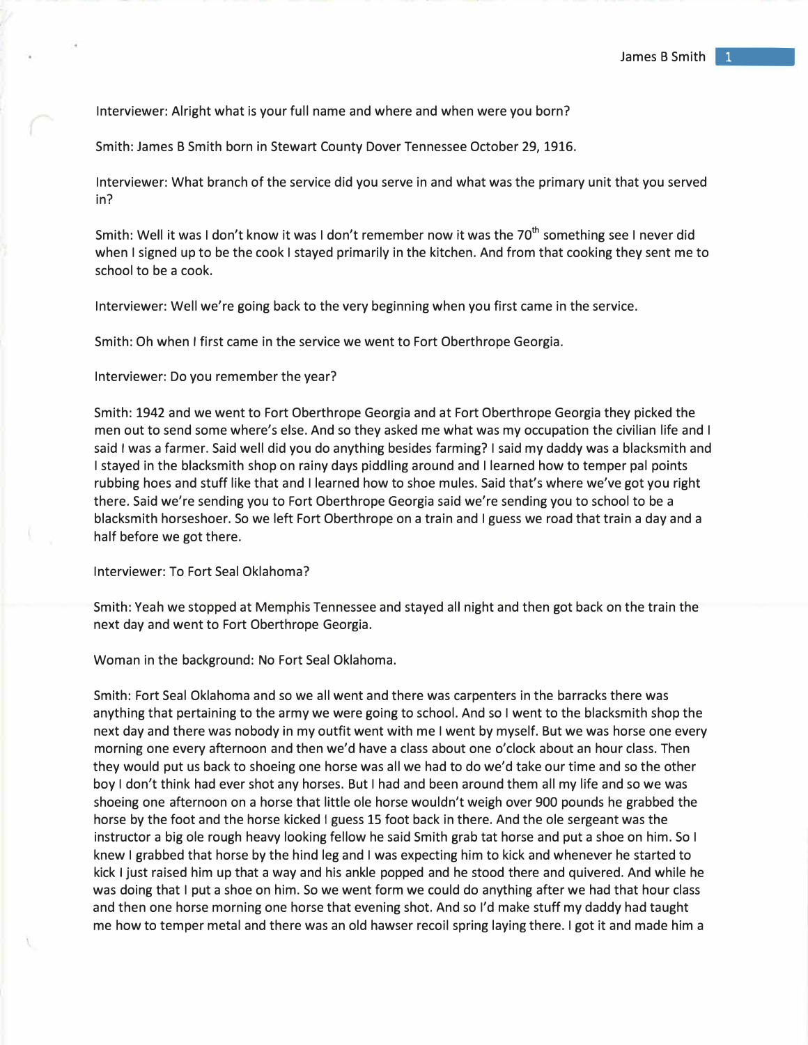Interviewer: Alright what is your full name and where and when were you born?

Smith: James B Smith born in Stewart County Dover Tennessee October 29, 1916.

Interviewer: What branch of the service did you serve in and what was the primary unit that you served in?

Smith: Well it was I don't know it was I don't remember now it was the 70th something see I never did when I signed up to be the cook I stayed primarily in the kitchen. And from that cooking they sent me to school to be a cook.

Interviewer: Well we're going back to the very beginning when you first came in the service.

Smith: Oh when I first came in the service we went to Fort Oberthrope Georgia.

Interviewer: Do you remember the year?

Smith: 1942 and we went to Fort Oberthrope Georgia and at Fort Oberthrope Georgia they picked the men out to send some where's else. And so they asked me what was my occupation the civilian life and I said I was a farmer. Said well did you do anything besides farming? I said my daddy was a blacksmith and I stayed in the blacksmith shop on rainy days piddling around and I learned how to temper pal points rubbing hoes and stuff like that and I learned how to shoe mules. Said that's where we've got you right there. Said we're sending you to Fort Oberthrope Georgia said we're sending you to school to be a blacksmith horseshoer. So we left Fort Oberthrope on a train and I guess we road that train a day and a half before we got there.

Interviewer: To Fort Seal Oklahoma?

Smith: Yeah we stopped at Memphis Tennessee and stayed all night and then got back on the train the next day and went to Fort Oberthrope Georgia.

Woman in the background: No Fort Seal Oklahoma.

Smith: Fort Seal Oklahoma and so we all went and there was carpenters in the barracks there was anything that pertaining to the army we were going to school. And so I went to the blacksmith shop the next day and there was nobody in my outfit went with me I went by myself. But we was horse one every morning one every afternoon and then we'd have a class about one o'clock about an hour class. Then they would put us back to shoeing one horse was all we had to do we'd take our time and so the other boy I don't think had ever shot any horses. But I had and been around them all my life and so we was shoeing one afternoon on a horse that little ole horse wouldn't weigh over 900 pounds he grabbed the horse by the foot and the horse kicked I guess 15 foot back in there. And the ole sergeant was the instructor a big ole rough heavy looking fellow he said Smith grab tat horse and put a shoe on him. So I knew I grabbed that horse by the hind leg and I was expecting him to kick and whenever he started to kick I just raised him up that a way and his ankle popped and he stood there and quivered. And while he was doing that I put a shoe on him. So we went form we could do anything after we had that hour class and then one horse morning one horse that evening shot. And so I'd make stuff my daddy had taught me how to temper metal and there was an old hawser recoil spring laying there. I got it and made him a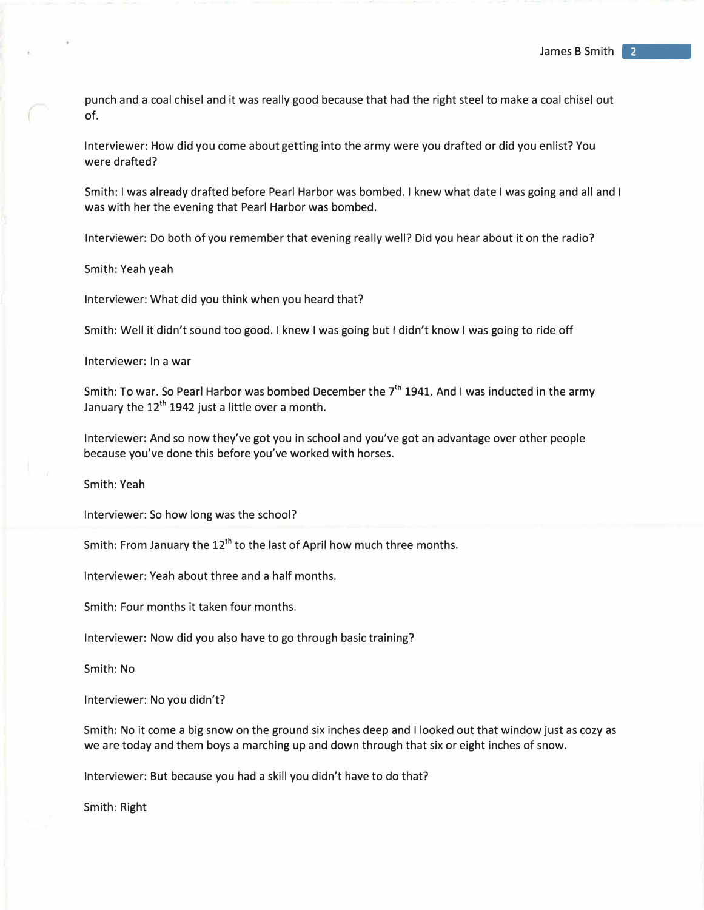punch and a coal chisel and it was really good because that had the right steel to make a coal chisel out of.

Interviewer: How did you come about getting into the army were you drafted or did you enlist? You were drafted?

Smith: I was already drafted before Pearl Harbor was bombed. I knew what date I was going and all and I was with her the evening that Pearl Harbor was bombed.

Interviewer: Do both of you remember that evening really well? Did you hear about it on the radio?

Smith: Yeah yeah

Interviewer: What did you think when you heard that?

Smith: Well it didn't sound too good. I knew I was going but I didn't know I was going to ride off

Interviewer: In a war

Smith: To war. So Pearl Harbor was bombed December the 7th 1941. And I was inducted in the army January the 12th 1942 just a little over a month.

Interviewer: And so now they've got you in school and you've got an advantage over other people because you've done this before you've worked with horses.

Smith: Yeah

Interviewer: So how long was the school?

Smith: From January the 12th to the last of April how much three months.

Interviewer: Yeah about three and a half months.

Smith: Four months it taken four months.

Interviewer: Now did you also have to go through basic training?

Smith: No

Interviewer: No you didn't?

Smith: No it come a big snow on the ground six inches deep and I looked out that window just as cozy as we are today and them boys a marching up and down through that six or eight inches of snow.

Interviewer: But because you had a skill you didn't have to do that?

Smith: Right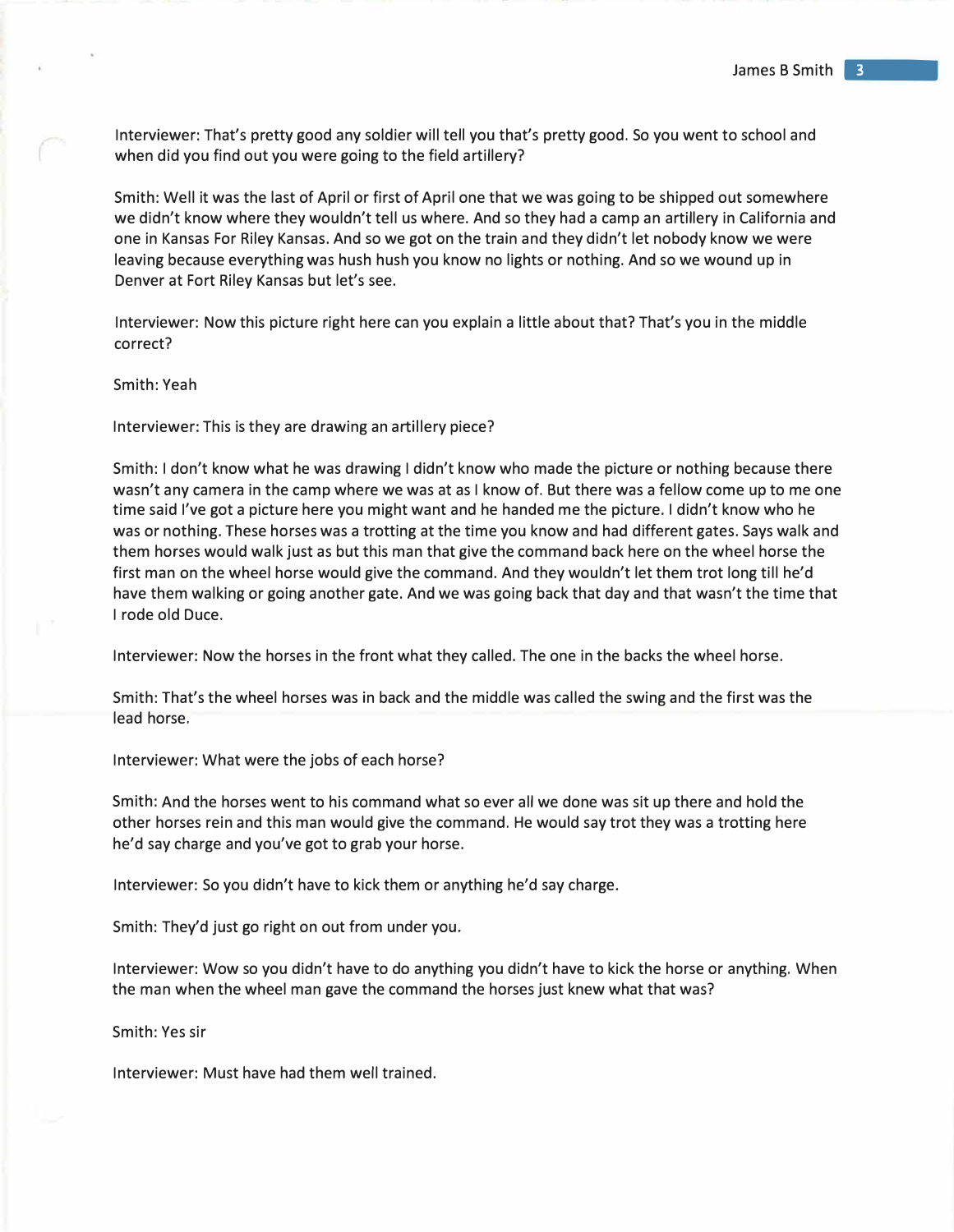Interviewer: That's pretty good any soldier will tell you that's pretty good. So you went to school and when did you find out you were going to the field artillery?

Smith: Well it was the last of April or first of April one that we was going to be shipped out somewhere we didn't know where they wouldn't tell us where. And so they had a camp an artillery in California and one in Kansas For Riley Kansas. And so we got on the train and they didn't let nobody know we were leaving because everything was hush hush you know no lights or nothing. And so we wound up in Denver at Fort Riley Kansas but let's see.

Interviewer: Now this picture right here can you explain a little about that? That's you in the middle correct?

Smith: Yeah

Interviewer: This is they are drawing an artillery piece?

Smith: I don't know what he was drawing I didn't know who made the picture or nothing because there wasn't any camera in the camp where we was at as I know of. But there was a fellow come up to me one time said I've got a picture here you might want and he handed me the picture. I didn't know who he was or nothing. These horses was a trotting at the time you know and had different gates. Says walk and them horses would walk just as but this man that give the command back here on the wheel horse the first man on the wheel horse would give the command. And they wouldn't let them trot long till he'd have them walking or going another gate. And we was going back that day and that wasn't the time that I rode old Duce.

Interviewer: Now the horses in the front what they called. The one in the backs the wheel horse.

Smith: That's the wheel horses was in back and the middle was called the swing and the first was the lead horse.

Interviewer: What were the jobs of each horse?

Smith: And the horses went to his command what so ever all we done was sit up there and hold the other horses rein and this man would give the command. He would say trot they was a trotting here he'd say charge and you've got to grab your horse.

Interviewer: So you didn't have to kick them or anything he'd say charge.

Smith: They'd just go right on out from under you.

Interviewer: Wow so you didn't have to do anything you didn't have to kick the horse or anything. When the man when the wheel man gave the command the horses just knew what that was?

Smith: Yes sir

Interviewer: Must have had them well trained.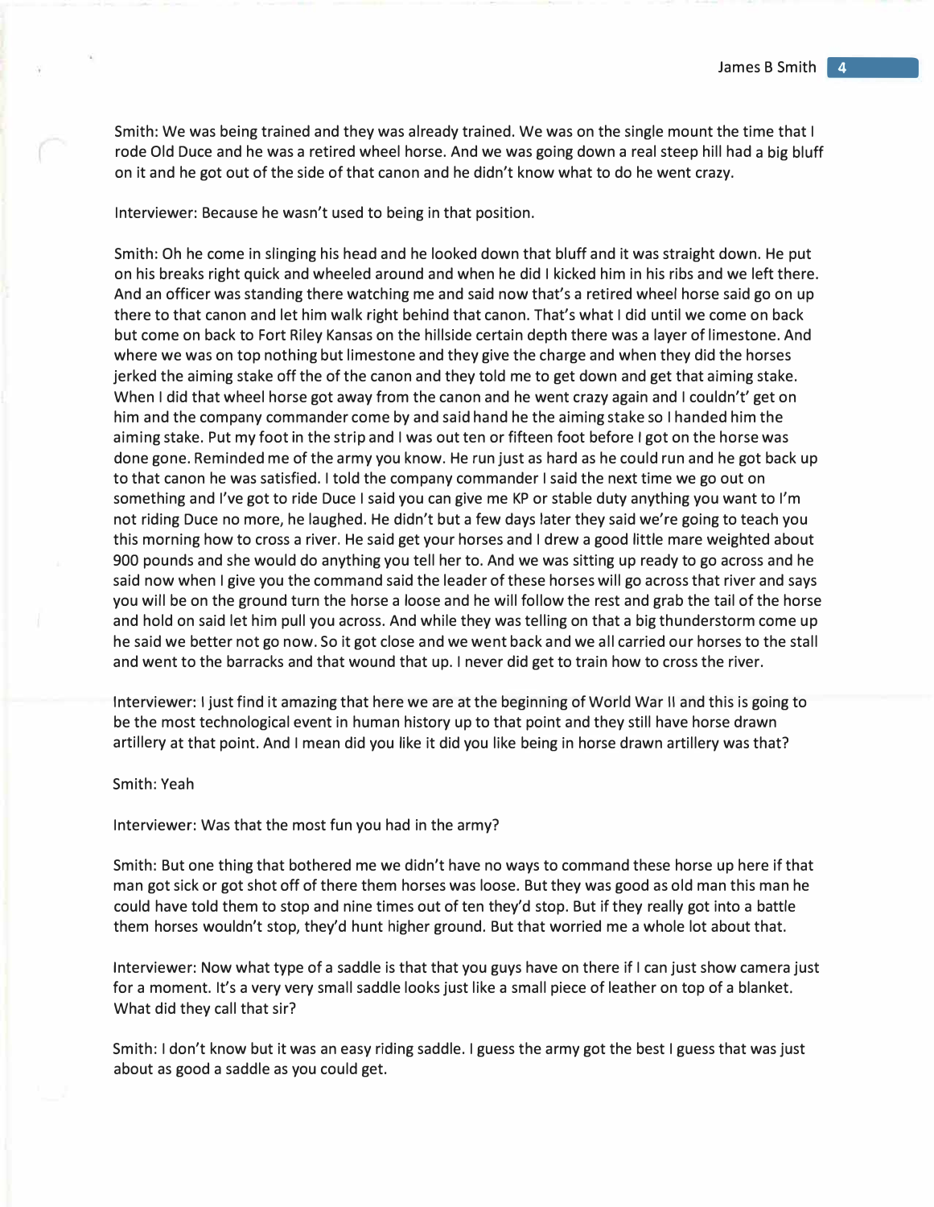Smith: We was being trained and they was already trained. We was on the single mount the time that I rode Old Duce and he was a retired wheel horse. And we was going down a real steep hill had a big bluff on it and he got out of the side of that canon and he didn't know what to do he went crazy.

Interviewer: Because he wasn't used to being in that position.

Smith: Oh he come in slinging his head and he looked down that bluff and it was straight down. He put on his breaks right quick and wheeled around and when he did I kicked him in his ribs and we left there. And an officer was standing there watching me and said now that's a retired wheel horse said go on up there to that canon and let him walk right behind that canon. That's what I did until we come on back but come on back to Fort Riley Kansas on the hillside certain depth there was a layer of limestone. And where we was on top nothing but limestone and they give the charge and when they did the horses jerked the aiming stake off the of the canon and they told me to get down and get that aiming stake. When I did that wheel horse got away from the canon and he went crazy again and I couldn't' get on him and the company commander come by and said hand he the aiming stake so I handed him the aiming stake. Put my foot in the strip and I was out ten or fifteen foot before I got on the horse was done gone. Reminded me of the army you know. He run just as hard as he could run and he got back up to that canon he was satisfied. I told the company commander I said the next time we go out on something and I've got to ride Duce I said you can give me KP or stable duty anything you want to I'm not riding Duce no more, he laughed. He didn't but a few days later they said we're going to teach you this morning how to cross a river. He said get your horses and I drew a good little mare weighted about 900 pounds and she would do anything you tell her to. And we was sitting up ready to go across and he said now when I give you the command said the leader of these horses will go across that river and says you will be on the ground turn the horse a loose and he will follow the rest and grab the tail of the horse and hold on said let him pull you across. And while they was telling on that a big thunderstorm come up he said we better not go now. So it got close and we went back and we all carried our horses to the stall and went to the barracks and that wound that up. I never did get to train how to cross the river.

Interviewer: I just find it amazing that here we are at the beginning of World War II and this is going to be the most technological event in human history up to that point and they still have horse drawn artillery at that point. And I mean did you like it did you like being in horse drawn artillery was that?

Smith: Yeah

Interviewer: Was that the most fun you had in the army?

Smith: But one thing that bothered me we didn't have no ways to command these horse up here if that man got sick or got shot off of there them horses was loose. But they was good as old man this man he could have told them to stop and nine times out of ten they'd stop. But if they really got into a battle them horses wouldn't stop, they'd hunt higher ground. But that worried me a whole lot about that.

Interviewer: Now what type of a saddle is that that you guys have on there if I can just show camera just for a moment. It's a very very small saddle looks just like a small piece of leather on top of a blanket. What did they call that sir?

Smith: I don't know but it was an easy riding saddle. I guess the army got the best I guess that was just about as good a saddle as you could get.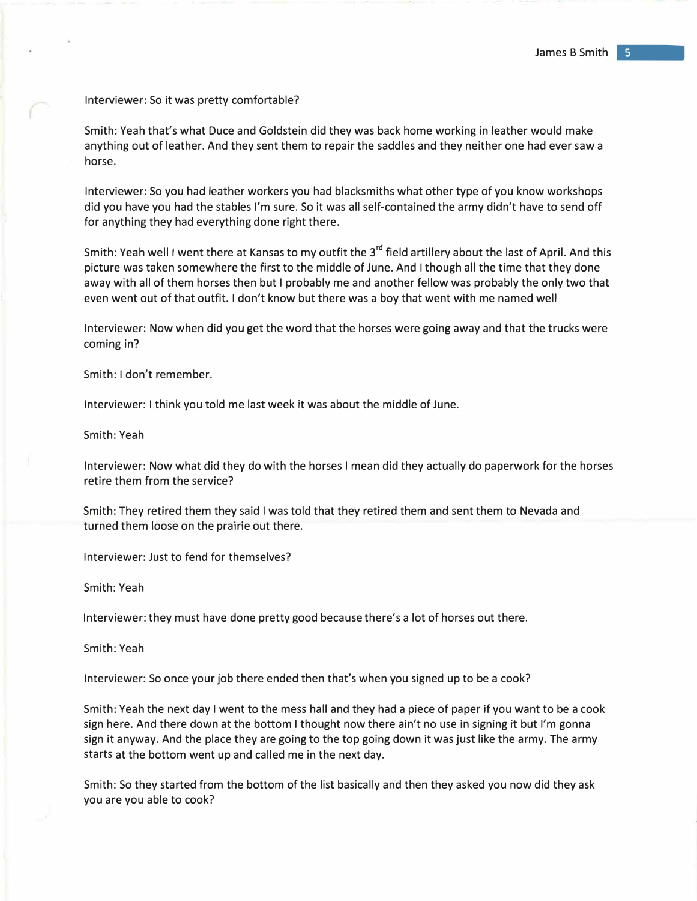Interviewer: So it was pretty comfortable?

Smith: Yeah that's what Duce and Goldstein did they was back home working in leather would make anything out of leather. And they sent them to repair the saddles and they neither one had ever saw a horse.

Interviewer: So you had leather workers you had blacksmiths what other type of you know workshops did you have you had the stables I'm sure. So it was all self-contained the army didn't have to send off for anything they had everything done right there.

Smith: Yeah well I went there at Kansas to my outfit the 3rd field artillery about the last of April. And this picture was taken somewhere the first to the middle of June. And I though all the time that they done away with all of them horses then but I probably me and another fellow was probably the only two that even went out of that outfit. I don't know but there was a boy that went with me named well

Interviewer: Now when did you get the word that the horses were going away and that the trucks were coming in?

Smith: I don't remember.

Interviewer: I think you told me last week it was about the middle of June.

Smith: Yeah

Interviewer: Now what did they do with the horses I mean did they actually do paperwork for the horses retire them from the service?

Smith: They retired them they said I was told that they retired them and sent them to Nevada and turned them loose on the prairie out there.

Interviewer: Just to fend for themselves?

Smith: Yeah

Interviewer: they must have done pretty good because there's a lot of horses out there.

Smith: Yeah

Interviewer: So once your job there ended then that's when you signed up to be a cook?

Smith: Yeah the next day I went to the mess hall and they had a piece of paper if you want to be a cook sign here. And there down at the bottom I thought now there ain't no use in signing it but I'm gonna sign it anyway. And the place they are going to the top going down it was just like the army. The army starts at the bottom went up and called me in the next day.

Smith: So they started from the bottom of the list basically and then they asked you now did they ask you are you able to cook?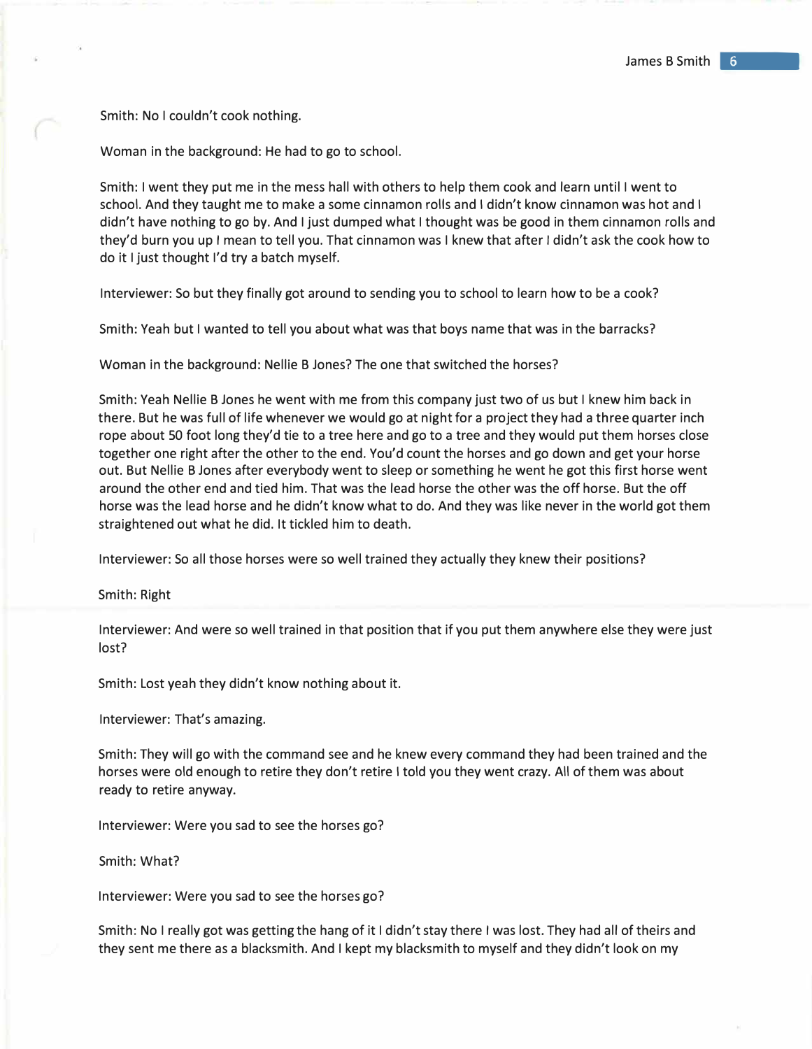Smith: No I couldn't cook nothing.

Woman in the background: He had to go to school.

Smith: I went they put me in the mess hall with others to help them cook and learn until I went to school. And they taught me to make a some cinnamon rolls and I didn't know cinnamon was hot and I didn't have nothing to go by. And I just dumped what I thought was be good in them cinnamon rolls and they'd burn you up I mean to tell you. That cinnamon was I knew that after I didn't ask the cook how to do it I just thought I'd try a batch myself.

Interviewer: So but they finally got around to sending you to school to learn how to be a cook?

Smith: Yeah but I wanted to tell you about what was that boys name that was in the barracks?

Woman in the background: Nellie B Jones? The one that switched the horses?

Smith: Yeah Nellie B Jones he went with me from this company just two of us but I knew him back in there. But he was full of life whenever we would go at night for a project they had a three quarter inch rope about 50 foot long they'd tie to a tree here and go to a tree and they would put them horses close together one right after the other to the end. You'd count the horses and go down and get your horse out. But Nellie B Jones after everybody went to sleep or something he went he got this first horse went around the other end and tied him. That was the lead horse the other was the off horse. But the off horse was the lead horse and he didn't know what to do. And they was like never in the world got them straightened out what he did. It tickled him to death.

Interviewer: So all those horses were so well trained they actually they knew their positions?

Smith: Right

Interviewer: And were so well trained in that position that if you put them anywhere else they were just lost?

Smith: Lost yeah they didn't know nothing about it.

Interviewer: That's amazing.

Smith: They will go with the command see and he knew every command they had been trained and the horses were old enough to retire they don't retire I told you they went crazy. All of them was about ready to retire anyway.

Interviewer: Were you sad to see the horses go?

Smith: What?

Interviewer: Were you sad to see the horses go?

Smith: No I really got was getting the hang of it I didn't stay there I was lost. They had all of theirs and they sent me there as a blacksmith. And I kept my blacksmith to myself and they didn't look on my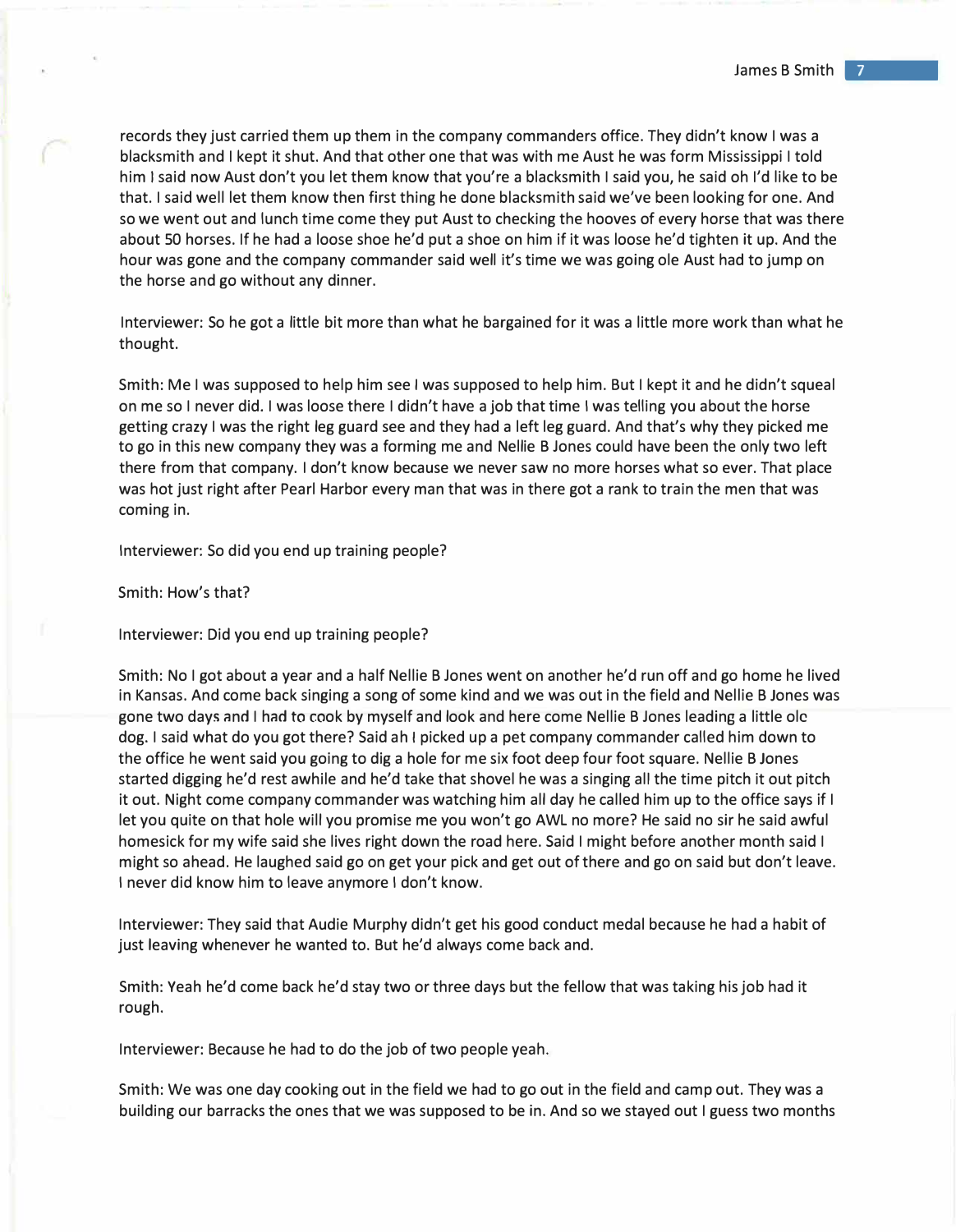records they just carried them up them in the company commanders office. They didn't know I was a blacksmith and I kept it shut. And that other one that was with me Aust he was form Mississippi I told him I said now Aust don't you let them know that you're a blacksmith I said you, he said oh I'd like to be that. I said well let them know then first thing he done blacksmith said we've been looking for one. And so we went out and lunch time come they put Aust to checking the hooves of every horse that was there about 50 horses. If he had a loose shoe he'd put a shoe on him if it was loose he'd tighten it up. And the hour was gone and the company commander said well it's time we was going ole Aust had to jump on the horse and go without any dinner.

Interviewer: So he got a little bit more than what he bargained for it was a little more work than what he thought.

Smith: Me I was supposed to help him see I was supposed to help him. But I kept it and he didn't squeal on me so I never did. I was loose there I didn't have a job that time I was telling you about the horse getting crazy I was the right leg guard see and they had a left leg guard. And that's why they picked me to go in this new company they was a forming me and Nellie B Jones could have been the only two left there from that company. I don't know because we never saw no more horses what so ever. That place was hot just right after Pearl Harbor every man that was in there got a rank to train the men that was coming in.

Interviewer: So did you end up training people?

Smith: How's that?

Interviewer: Did you end up training people?

Smith: No I got about a year and a half Nellie B Jones went on another he'd run off and go home he lived in Kansas. And come back singing a song of some kind and we was out in the field and Nellie B Jones was gone two days and I had to cook by myself and look and here come Nellie B Jones leading a little olc dog. I said what do you got there? Said ah I picked up a pet company commander called him down to the office he went said you going to dig a hole for me six foot deep four foot square. Nellie B Jones started digging he'd rest awhile and he'd take that shovel he was a singing all the time pitch it out pitch it out. Night come company commander was watching him all day he called him up to the office says if I let you quite on that hole will you promise me you won't go AWL no more? He said no sir he said awful homesick for my wife said she lives right down the road here. Said I might before another month said I might so ahead. He laughed said go on get your pick and get out of there and go on said but don't leave. I never did know him to leave anymore I don't know.

Interviewer: They said that Audie Murphy didn't get his good conduct medal because he had a habit of just leaving whenever he wanted to. But he'd always come back and.

Smith: Yeah he'd come back he'd stay two or three days but the fellow that was taking his job had it rough.

Interviewer: Because he had to do the job of two people yeah.

Smith: We was one day cooking out in the field we had to go out in the field and camp out. They was a building our barracks the ones that we was supposed to be in. And so we stayed out I guess two months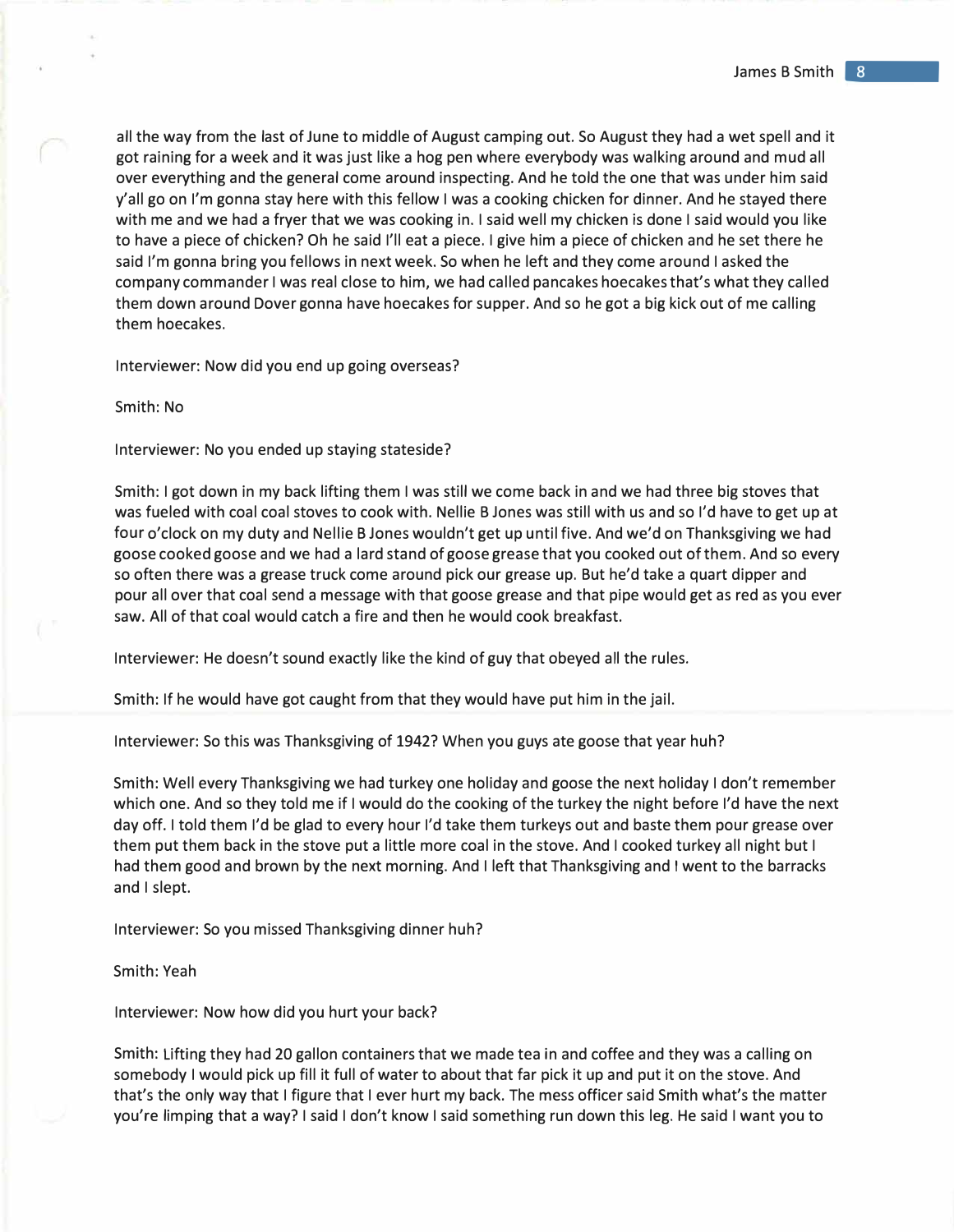all the way from the last of June to middle of August camping out. So August they had a wet spell and it got raining for a week and it was just like a hog pen where everybody was walking around and mud all over everything and the general come around inspecting. And he told the one that was under him said y'all go on I'm gonna stay here with this fellow I was a cooking chicken for dinner. And he stayed there with me and we had a fryer that we was cooking in. I said well my chicken is done I said would you like to have a piece of chicken? Oh he said I'll eat a piece. I give him a piece of chicken and he set there he said I'm gonna bring you fellows in next week. So when he left and they come around I asked the company commander I was real close to him, we had called pancakes hoecakes that's what they called them down around Dover gonna have hoecakes for supper. And so he got a big kick out of me calling them hoecakes.

Interviewer: Now did you end up going overseas?

Smith: No

Interviewer: No you ended up staying stateside?

Smith: I got down in my back lifting them I was still we come back in and we had three big stoves that was fueled with coal coal stoves to cook with. Nellie B Jones was still with us and so I'd have to get up at four o'clock on my duty and Nellie B Jones wouldn't get up until five. And we'd on Thanksgiving we had goose cooked goose and we had a lard stand of goose grease that you cooked out of them. And so every so often there was a grease truck come around pick our grease up. But he'd take a quart dipper and pour all over that coal send a message with that goose grease and that pipe would get as red as you ever saw. All of that coal would catch a fire and then he would cook breakfast.

Interviewer: He doesn't sound exactly like the kind of guy that obeyed all the rules.

Smith: If he would have got caught from that they would have put him in the jail.

Interviewer: So this was Thanksgiving of 1942? When you guys ate goose that year huh?

Smith: Well every Thanksgiving we had turkey one holiday and goose the next holiday I don't remember which one. And so they told me if I would do the cooking of the turkey the night before I'd have the next day off. I told them I'd be glad to every hour I'd take them turkeys out and baste them pour grease over them put them back in the stove put a little more coal in the stove. And I cooked turkey all night but I had them good and brown by the next morning. And I left that Thanksgiving and I went to the barracks and I slept.

Interviewer: So you missed Thanksgiving dinner huh?

Smith: Yeah

Interviewer: Now how did you hurt your back?

Smith: Lifting they had 20 gallon containers that we made tea in and coffee and they was a calling on somebody I would pick up fill it full of water to about that far pick it up and put it on the stove. And that's the only way that I figure that I ever hurt my back. The mess officer said Smith what's the matter you're limping that a way? I said I don't know I said something run down this leg. He said I want you to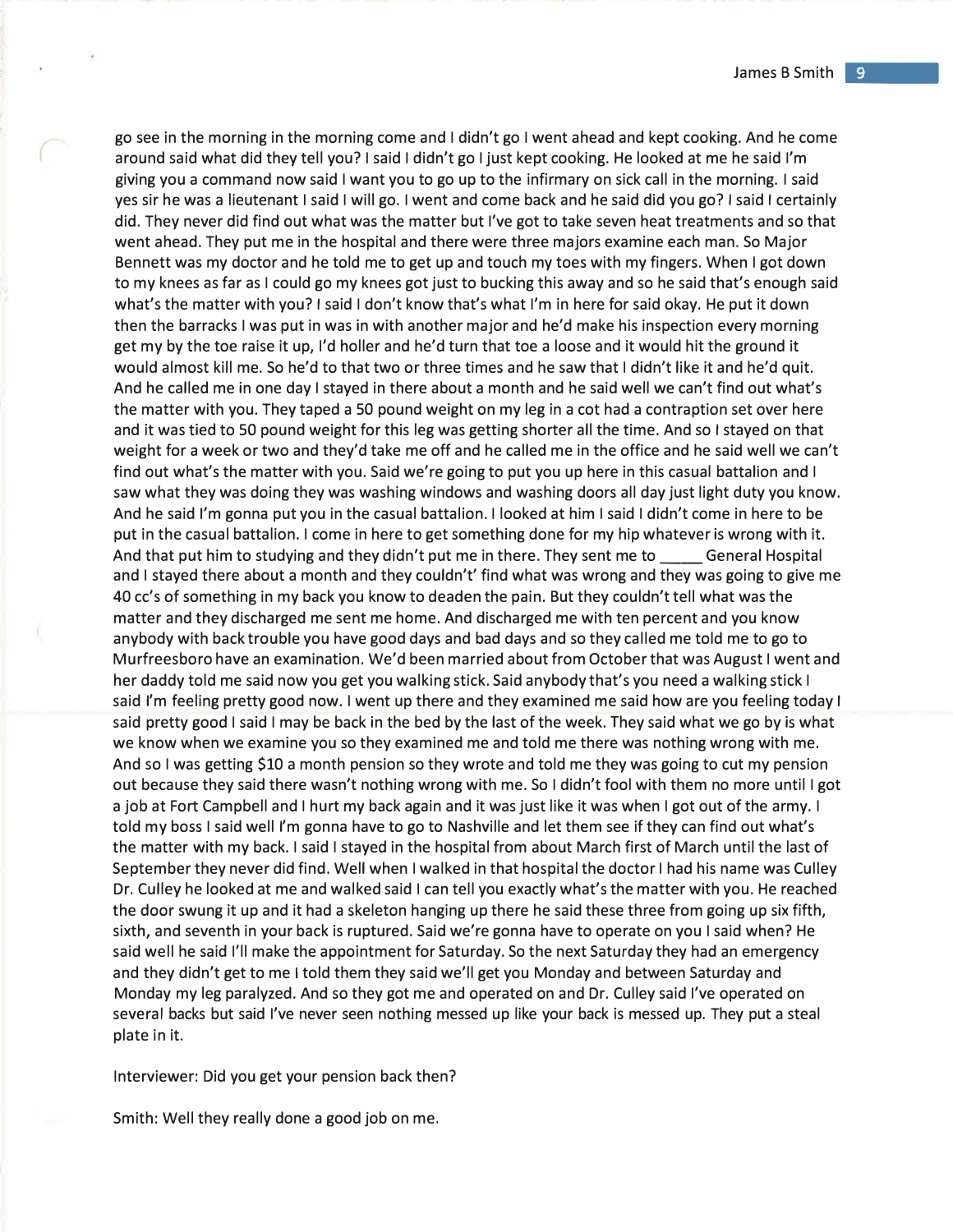go see in the morning in the morning come and I didn't go I went ahead and kept cooking. And he come around said what did they tell you? I said I didn't go I just kept cooking. He looked at me he said I'm giving you a command now said I want you to go up to the infirmary on sick call in the morning. I said yes sir he was a lieutenant I said I will go. I went and come back and he said did you go? I said I certainly did. They never did find out what was the matter but I've got to take seven heat treatments and so that went ahead. They put me in the hospital and there were three majors examine each man. So Major Bennett was my doctor and he told me to get up and touch my toes with my fingers. When I got down to my knees as far as I could go my knees got just to bucking this away and so he said that's enough said what's the matter with you? I said I don't know that's what I'm in here for said okay. He put it down then the barracks I was put in was in with another major and he'd make his inspection every morning get my by the toe raise it up, I'd holler and he'd turn that toe a loose and it would hit the ground it would almost kill me. So he'd to that two or three times and he saw that I didn't like it and he'd quit. And he called me in one day I stayed in there about a month and he said well we can't find out what's the matter with you. They taped a 50 pound weight on my leg in a cot had a contraption set over here and it was tied to 50 pound weight for this leg was getting shorter all the time. And so I stayed on that weight for a week or two and they'd take me off and he called me in the office and he said well we can't find out what's the matter with you. Said we're going to put you up here in this casual battalion and I saw what they was doing they was washing windows and washing doors all day just light duty you know. And he said I'm gonna put you in the casual battalion. I looked at him I said I didn't come in here to be put in the casual battalion. I come in here to get something done for my hip whatever is wrong with it. And that put him to studying and they didn't put me in there. They sent me to _____ General Hospital and I stayed there about a month and they couldn't' find what was wrong and they was going to give me 40 cc's of something in my back you know to deaden the pain. But they couldn't tell what was the matter and they discharged me sent me home. And discharged me with ten percent and you know anybody with back trouble you have good days and bad days and so they called me told me to go to Murfreesboro have an examination. We'd been married about from October that was August I went and her daddy told me said now you get you walking stick. Said anybody that's you need a walking stick I said I'm feeling pretty good now. I went up there and they examined me said how are you feeling today I said pretty good I said I may be back in the bed by the last of the week. They said what we go by is what we know when we examine you so they examined me and told me there was nothing wrong with me. And so I was getting $10 a month pension so they wrote and told me they was going to cut my pension out because they said there wasn't nothing wrong with me. So I didn't fool with them no more until I got a job at Fort Campbell and I hurt my back again and it was just like it was when I got out of the army. I told my boss I said well I'm gonna have to go to Nashville and let them see if they can find out what's the matter with my back. I said I stayed in the hospital from about March first of March until the last of September they never did find. Well when I walked in that hospital the doctor I had his name was Culley Dr. Culley he looked at me and walked said I can tell you exactly what's the matter with you. He reached the door swung it up and it had a skeleton hanging up there he said these three from going up six fifth, sixth, and seventh in your back is ruptured. Said we're gonna have to operate on you I said when? He said well he said I'll make the appointment for Saturday. So the next Saturday they had an emergency and they didn't get to me I told them they said we'll get you Monday and between Saturday and Monday my leg paralyzed. And so they got me and operated on and Dr. Culley said I've operated on several backs but said I've never seen nothing messed up like your back is messed up. They put a steal plate in it.

Interviewer: Did you get your pension back then?

Smith: Well they really done a good job on me.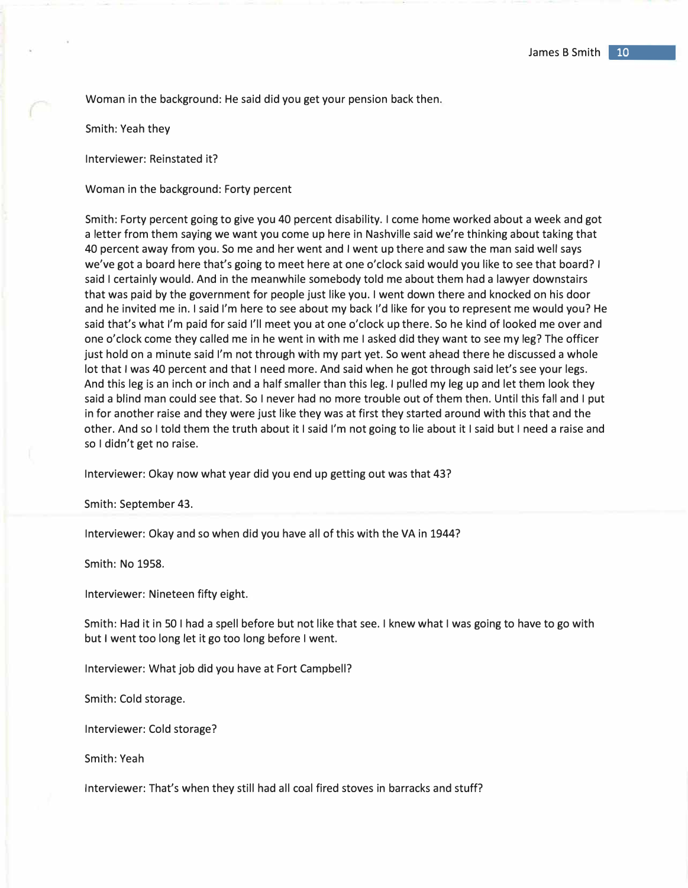Woman in the background: He said did you get your pension back then.

Smith: Yeah they

Interviewer: Reinstated it?

Woman in the background: Forty percent

Smith: Forty percent going to give you 40 percent disability. I come home worked about a week and got a letter from them saying we want you come up here in Nashville said we're thinking about taking that 40 percent away from you. So me and her went and I went up there and saw the man said well says we've got a board here that's going to meet here at one o'clock said would you like to see that board? I said I certainly would. And in the meanwhile somebody told me about them had a lawyer downstairs that was paid by the government for people just like you. I went down there and knocked on his door and he invited me in. I said I'm here to see about my back I'd like for you to represent me would you? He said that's what I'm paid for said I'll meet you at one o'clock up there. So he kind of looked me over and one o'clock come they called me in he went in with me I asked did they want to see my leg? The officer just hold on a minute said I'm not through with my part yet. So went ahead there he discussed a whole lot that I was 40 percent and that I need more. And said when he got through said let's see your legs. And this leg is an inch or inch and a half smaller than this leg. I pulled my leg up and let them look they said a blind man could see that. So I never had no more trouble out of them then. Until this fall and I put in for another raise and they were just like they was at first they started around with this that and the other. And so I told them the truth about it I said I'm not going to lie about it I said but I need a raise and so I didn't get no raise.

Interviewer: Okay now what year did you end up getting out was that 43?

Smith: September 43.

Interviewer: Okay and so when did you have all of this with the VA in 1944?

Smith: No 1958.

Interviewer: Nineteen fifty eight.

Smith: Had it in 50 I had a spell before but not like that see. I knew what I was going to have to go with but I went too long let it go too long before I went.

Interviewer: What job did you have at Fort Campbell?

Smith: Cold storage.

Interviewer: Cold storage?

Smith: Yeah

Interviewer: That's when they still had all coal fired stoves in barracks and stuff?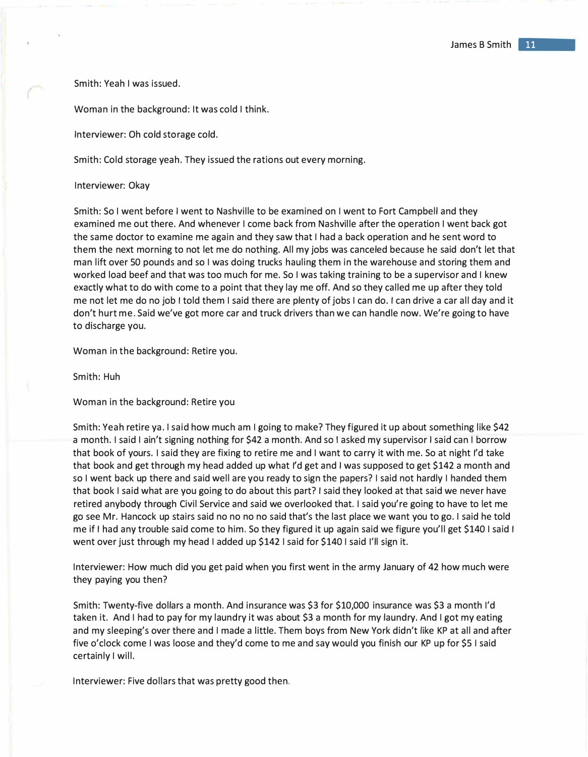Smith: Yeah I was issued.

Woman in the background: It was cold I think.

Interviewer: Oh cold storage cold.

Smith: Cold storage yeah. They issued the rations out every morning.

Interviewer: Okay

Smith: So I went before I went to Nashville to be examined on I went to Fort Campbell and they examined me out there. And whenever I come back from Nashville after the operation I went back got the same doctor to examine me again and they saw that I had a back operation and he sent word to them the next morning to not let me do nothing. All my jobs was canceled because he said don't let that man lift over 50 pounds and so I was doing trucks hauling them in the warehouse and storing them and worked load beef and that was too much for me. So I was taking training to be a supervisor and I knew exactly what to do with come to a point that they lay me off. And so they called me up after they told me not let me do no job I told them I said there are plenty of jobs I can do. I can drive a car all day and it don't hurt me. Said we've got more car and truck drivers than we can handle now. We're going to have to discharge you.

Woman in the background: Retire you.

Smith: Huh

Woman in the background: Retire you

Smith: Yeah retire ya. I said how much am I going to make? They figured it up about something like $42 a month. I said I ain't signing nothing for $42 a month. And so I asked my supervisor I said can I borrow that book of yours. I said they are fixing to retire me and I want to carry it with me. So at night I'd take that book and get through my head added up what I'd get and I was supposed to get $142 a month and so I went back up there and said well are you ready to sign the papers? I said not hardly I handed them that book I said what are you going to do about this part? I said they looked at that said we never have retired anybody through Civil Service and said we overlooked that. I said you're going to have to let me go see Mr. Hancock up stairs said no no no no said that's the last place we want you to go. I said he told me if I had any trouble said come to him. So they figured it up again said we figure you'll get $140 I said I went over just through my head I added up $142 I said for $140 I said I'll sign it.

Interviewer: How much did you get paid when you first went in the army January of 42 how much were they paying you then?

Smith: Twenty-five dollars a month. And insurance was $3 for $10,000 insurance was $3 a month I'd taken it. And I had to pay for my laundry it was about $3 a month for my laundry. And I got my eating and my sleeping's over there and I made a little. Them boys from New York didn't like KP at all and after five o'clock come I was loose and they'd come to me and say would you finish our KP up for $5 I said certainly I will.

Interviewer: Five dollars that was pretty good then.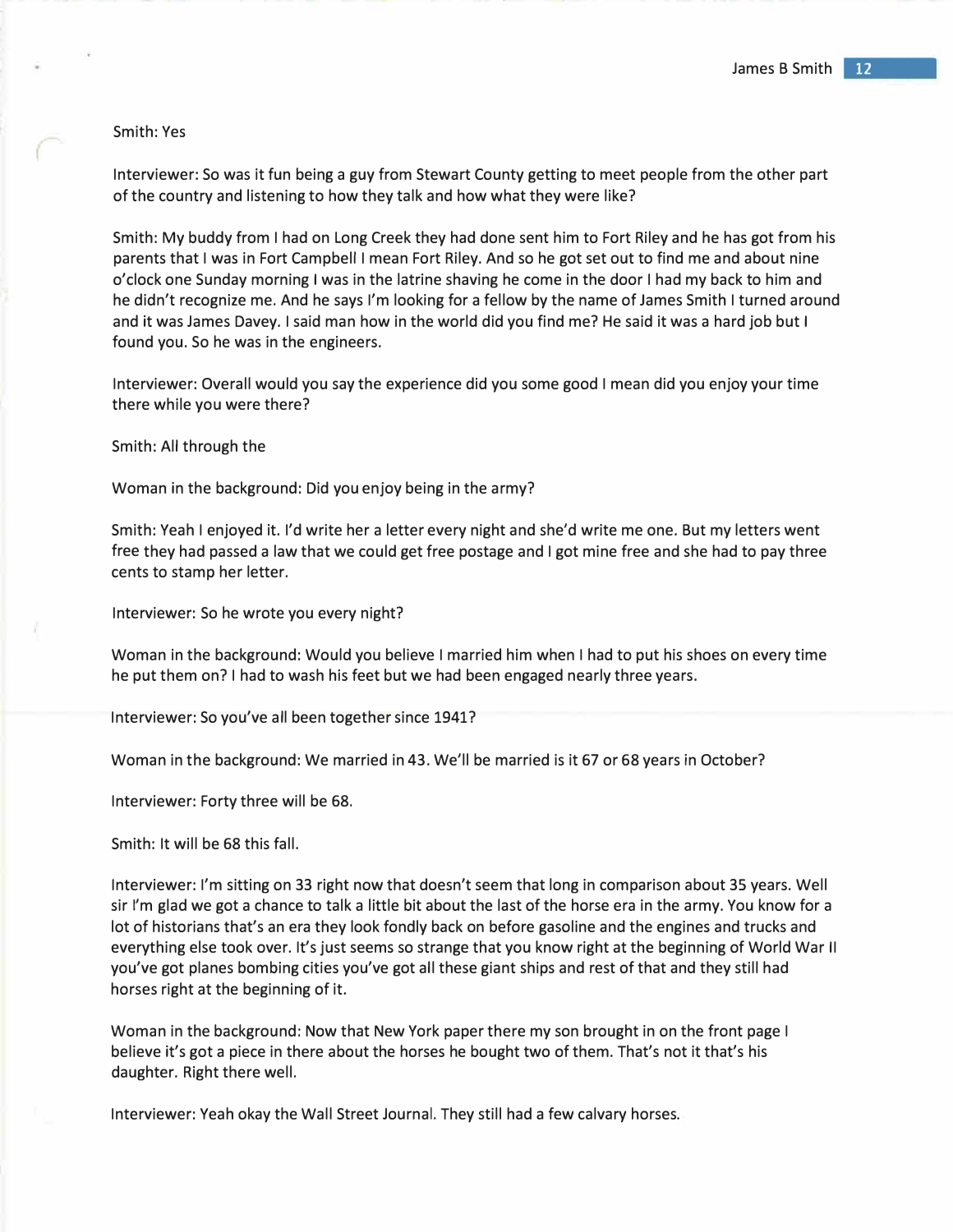Smith: Yes

Interviewer: So was it fun being a guy from Stewart County getting to meet people from the other part of the country and listening to how they talk and how what they were like?

Smith: My buddy from I had on Long Creek they had done sent him to Fort Riley and he has got from his parents that I was in Fort Campbell I mean Fort Riley. And so he got set out to find me and about nine o'clock one Sunday morning I was in the latrine shaving he come in the door I had my back to him and he didn't recognize me. And he says I'm looking for a fellow by the name of James Smith I turned around and it was James Davey. I said man how in the world did you find me? He said it was a hard job but I found you. So he was in the engineers.

Interviewer: Overall would you say the experience did you some good I mean did you enjoy your time there while you were there?

Smith: All through the

Woman in the background: Did you enjoy being in the army?

Smith: Yeah I enjoyed it. I'd write her a letter every night and she'd write me one. But my letters went free they had passed a law that we could get free postage and I got mine free and she had to pay three cents to stamp her letter.

Interviewer: So he wrote you every night?

Woman in the background: Would you believe I married him when I had to put his shoes on every time he put them on? I had to wash his feet but we had been engaged nearly three years.

Interviewer: So you've all been together since 1941?

Woman in the background: We married in 43. We'll be married is it 67 or 68 years in October?

Interviewer: Forty three will be 68.

Smith: It will be 68 this fall.

Interviewer: I'm sitting on 33 right now that doesn't seem that long in comparison about 35 years. Well sir I'm glad we got a chance to talk a little bit about the last of the horse era in the army. You know for a lot of historians that's an era they look fondly back on before gasoline and the engines and trucks and everything else took over. It's just seems so strange that you know right at the beginning of World War II you've got planes bombing cities you've got all these giant ships and rest of that and they still had horses right at the beginning of it.

Woman in the background: Now that New York paper there my son brought in on the front page I believe it's got a piece in there about the horses he bought two of them. That's not it that's his daughter. Right there well.

Interviewer: Yeah okay the Wall Street Journal. They still had a few calvary horses.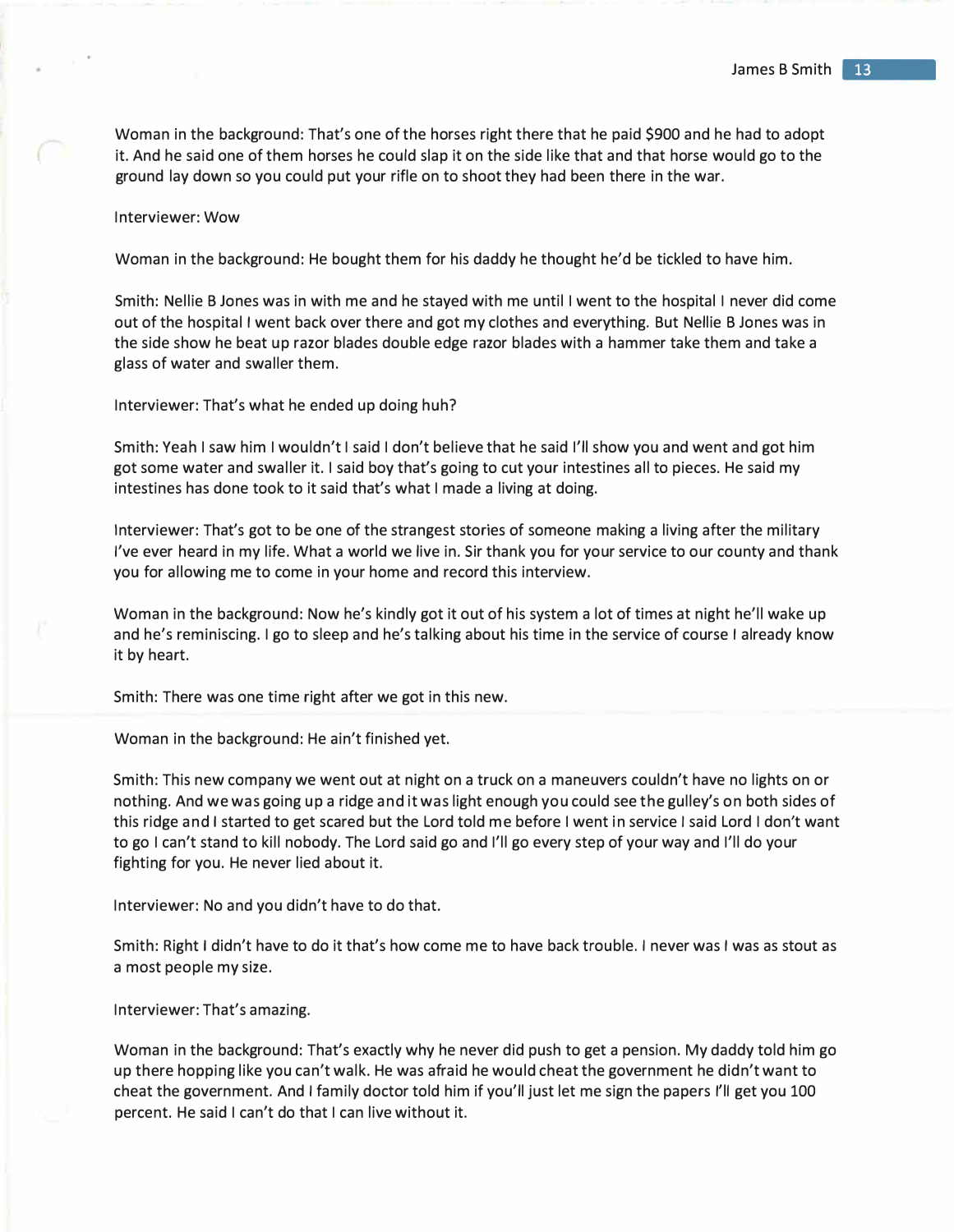Woman in the background: That's one of the horses right there that he paid $900 and he had to adopt it. And he said one of them horses he could slap it on the side like that and that horse would go to the ground lay down so you could put your rifle on to shoot they had been there in the war.

Interviewer: Wow

Woman in the background: He bought them for his daddy he thought he'd be tickled to have him.

Smith: Nellie B Jones was in with me and he stayed with me until I went to the hospital I never did come out of the hospital I went back over there and got my clothes and everything. But Nellie B Jones was in the side show he beat up razor blades double edge razor blades with a hammer take them and take a glass of water and swaller them.

Interviewer: That's what he ended up doing huh?

Smith: Yeah I saw him I wouldn't I said I don't believe that he said I'll show you and went and got him got some water and swaller it. I said boy that's going to cut your intestines all to pieces. He said my intestines has done took to it said that's what I made a living at doing.

Interviewer: That's got to be one of the strangest stories of someone making a living after the military I've ever heard in my life. What a world we live in. Sir thank you for your service to our county and thank you for allowing me to come in your home and record this interview.

Woman in the background: Now he's kindly got it out of his system a lot of times at night he'll wake up and he's reminiscing. I go to sleep and he's talking about his time in the service of course I already know it by heart.

Smith: There was one time right after we got in this new.

Woman in the background: He ain't finished yet.

Smith: This new company we went out at night on a truck on a maneuvers couldn't have no lights on or nothing. And we was going up a ridge and it was light enough you could see the gulley's on both sides of this ridge and I started to get scared but the Lord told me before I went in service I said Lord I don't want to go I can't stand to kill nobody. The Lord said go and I'll go every step of your way and I'll do your fighting for you. He never lied about it.

Interviewer: No and you didn't have to do that.

Smith: Right I didn't have to do it that's how come me to have back trouble. I never was I was as stout as a most people my size.

Interviewer: That's amazing.

Woman in the background: That's exactly why he never did push to get a pension. My daddy told him go up there hopping like you can't walk. He was afraid he would cheat the government he didn't want to cheat the government. And I family doctor told him if you'll just let me sign the papers I'll get you 100 percent. He said I can't do that I can live without it.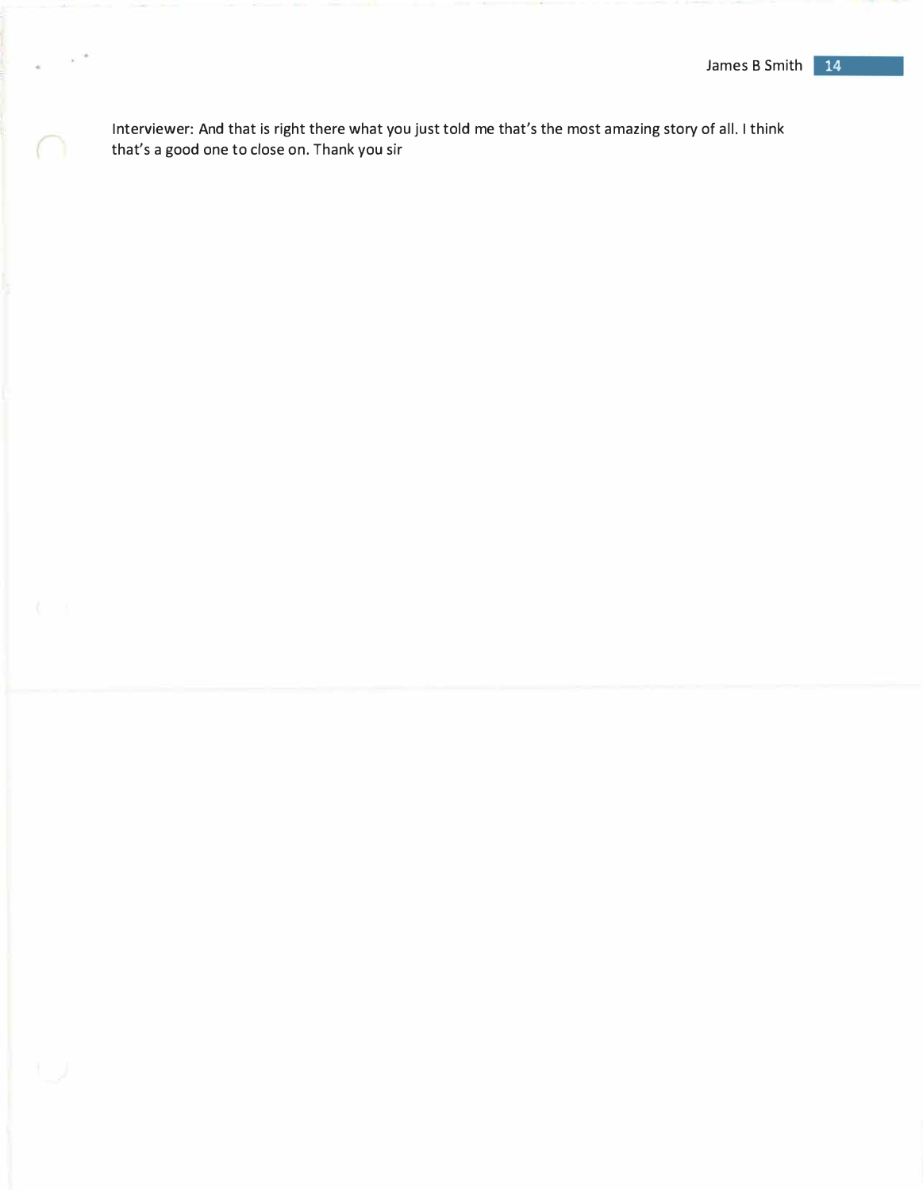Interviewer: And that is right there what you just told me that's the most amazing story of all. I think that's a good one to close on. Thank you sir